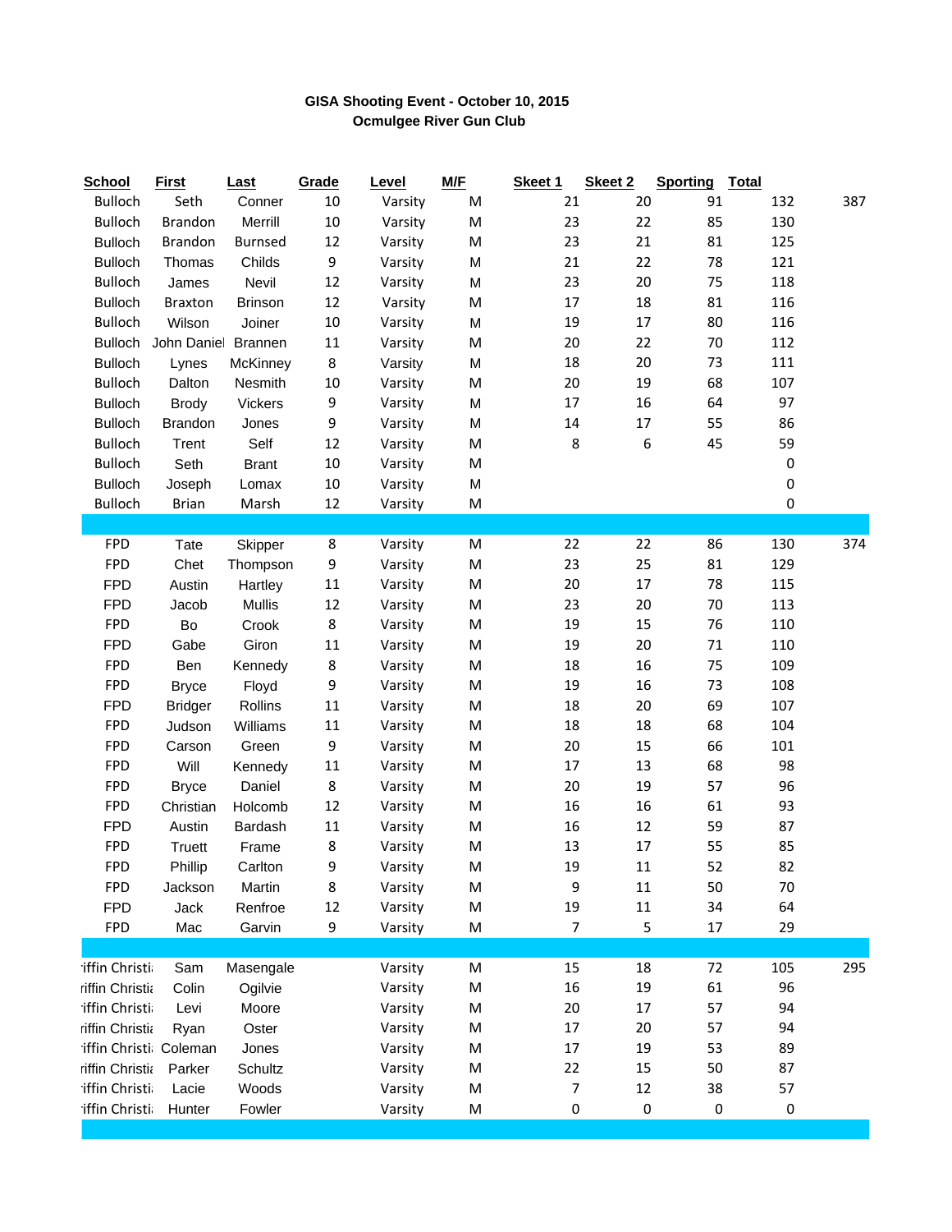**GISA Shooting Event - October 10, 2015**
**Ocmulgee River Gun Club**

| School | First | Last | Grade | Level | M/F | Skeet 1 | Skeet 2 | Sporting | Total | |
|---|---|---|---|---|---|---|---|---|---|---|
| Bulloch | Seth | Conner | 10 | Varsity | M | 21 | 20 | 91 | 132 | 387 |
| Bulloch | Brandon | Merrill | 10 | Varsity | M | 23 | 22 | 85 | 130 | |
| Bulloch | Brandon | Burnsed | 12 | Varsity | M | 23 | 21 | 81 | 125 | |
| Bulloch | Thomas | Childs | 9 | Varsity | M | 21 | 22 | 78 | 121 | |
| Bulloch | James | Nevil | 12 | Varsity | M | 23 | 20 | 75 | 118 | |
| Bulloch | Braxton | Brinson | 12 | Varsity | M | 17 | 18 | 81 | 116 | |
| Bulloch | Wilson | Joiner | 10 | Varsity | M | 19 | 17 | 80 | 116 | |
| Bulloch | John Daniel | Brannen | 11 | Varsity | M | 20 | 22 | 70 | 112 | |
| Bulloch | Lynes | McKinney | 8 | Varsity | M | 18 | 20 | 73 | 111 | |
| Bulloch | Dalton | Nesmith | 10 | Varsity | M | 20 | 19 | 68 | 107 | |
| Bulloch | Brody | Vickers | 9 | Varsity | M | 17 | 16 | 64 | 97 | |
| Bulloch | Brandon | Jones | 9 | Varsity | M | 14 | 17 | 55 | 86 | |
| Bulloch | Trent | Self | 12 | Varsity | M | 8 | 6 | 45 | 59 | |
| Bulloch | Seth | Brant | 10 | Varsity | M | | | | 0 | |
| Bulloch | Joseph | Lomax | 10 | Varsity | M | | | | 0 | |
| Bulloch | Brian | Marsh | 12 | Varsity | M | | | | 0 | |
| | | | | | | | | | | |
| FPD | Tate | Skipper | 8 | Varsity | M | 22 | 22 | 86 | 130 | 374 |
| FPD | Chet | Thompson | 9 | Varsity | M | 23 | 25 | 81 | 129 | |
| FPD | Austin | Hartley | 11 | Varsity | M | 20 | 17 | 78 | 115 | |
| FPD | Jacob | Mullis | 12 | Varsity | M | 23 | 20 | 70 | 113 | |
| FPD | Bo | Crook | 8 | Varsity | M | 19 | 15 | 76 | 110 | |
| FPD | Gabe | Giron | 11 | Varsity | M | 19 | 20 | 71 | 110 | |
| FPD | Ben | Kennedy | 8 | Varsity | M | 18 | 16 | 75 | 109 | |
| FPD | Bryce | Floyd | 9 | Varsity | M | 19 | 16 | 73 | 108 | |
| FPD | Bridger | Rollins | 11 | Varsity | M | 18 | 20 | 69 | 107 | |
| FPD | Judson | Williams | 11 | Varsity | M | 18 | 18 | 68 | 104 | |
| FPD | Carson | Green | 9 | Varsity | M | 20 | 15 | 66 | 101 | |
| FPD | Will | Kennedy | 11 | Varsity | M | 17 | 13 | 68 | 98 | |
| FPD | Bryce | Daniel | 8 | Varsity | M | 20 | 19 | 57 | 96 | |
| FPD | Christian | Holcomb | 12 | Varsity | M | 16 | 16 | 61 | 93 | |
| FPD | Austin | Bardash | 11 | Varsity | M | 16 | 12 | 59 | 87 | |
| FPD | Truett | Frame | 8 | Varsity | M | 13 | 17 | 55 | 85 | |
| FPD | Phillip | Carlton | 9 | Varsity | M | 19 | 11 | 52 | 82 | |
| FPD | Jackson | Martin | 8 | Varsity | M | 9 | 11 | 50 | 70 | |
| FPD | Jack | Renfroe | 12 | Varsity | M | 19 | 11 | 34 | 64 | |
| FPD | Mac | Garvin | 9 | Varsity | M | 7 | 5 | 17 | 29 | |
| | | | | | | | | | | |
| iffin Christi | Sam | Masengale | | Varsity | M | 15 | 18 | 72 | 105 | 295 |
| riffin Christia | Colin | Ogilvie | | Varsity | M | 16 | 19 | 61 | 96 | |
| iffin Christi | Levi | Moore | | Varsity | M | 20 | 17 | 57 | 94 | |
| riffin Christia | Ryan | Oster | | Varsity | M | 17 | 20 | 57 | 94 | |
| iffin Christi | Coleman | Jones | | Varsity | M | 17 | 19 | 53 | 89 | |
| riffin Christia | Parker | Schultz | | Varsity | M | 22 | 15 | 50 | 87 | |
| iffin Christi | Lacie | Woods | | Varsity | M | 7 | 12 | 38 | 57 | |
| iffin Christi | Hunter | Fowler | | Varsity | M | 0 | 0 | 0 | 0 | |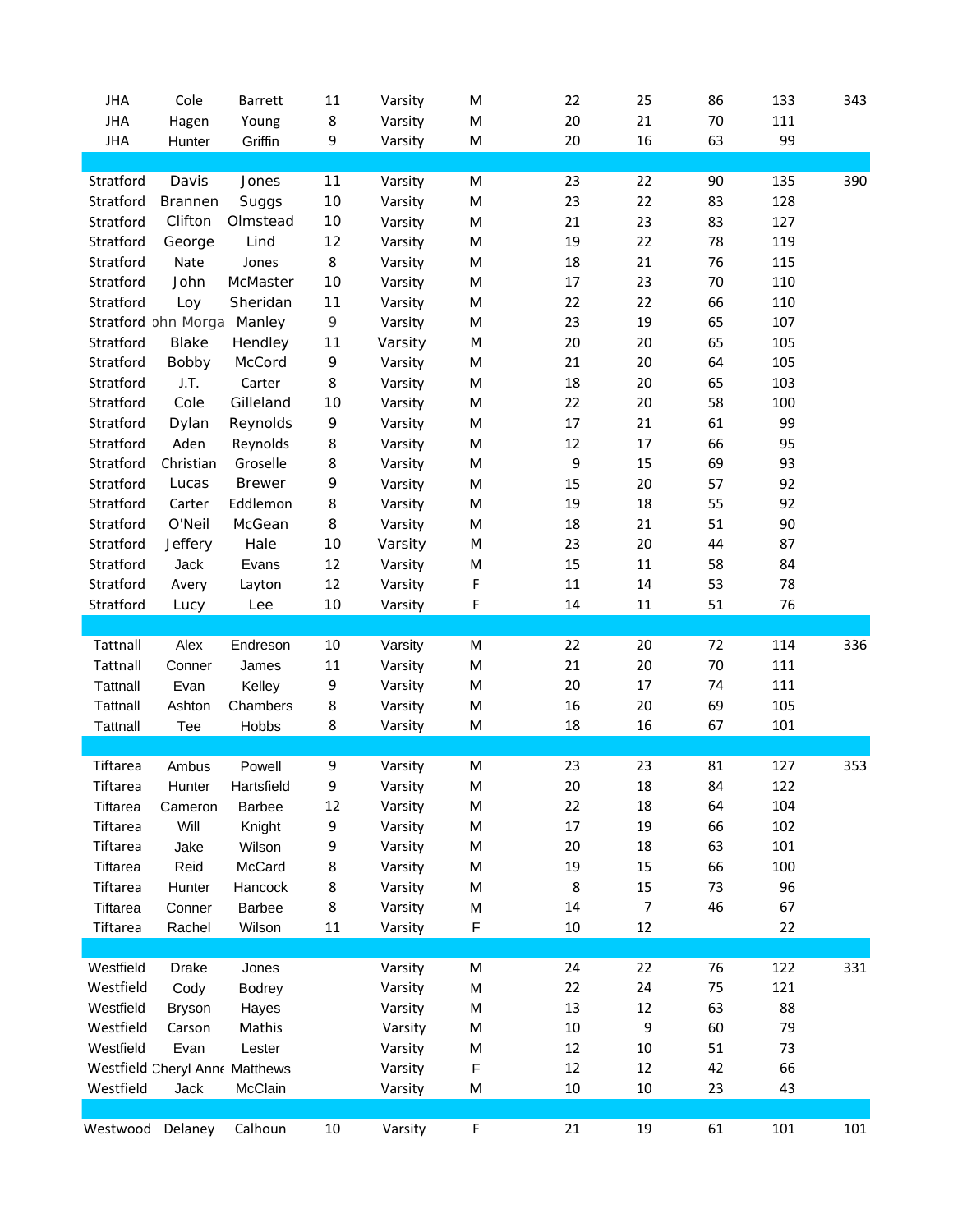| | | | | | | | | | | |
|---|---|---|---|---|---|---|---|---|---|---|
| JHA | Cole | Barrett | 11 | Varsity | M | 22 | 25 | 86 | 133 | 343 |
| JHA | Hagen | Young | 8 | Varsity | M | 20 | 21 | 70 | 111 | |
| JHA | Hunter | Griffin | 9 | Varsity | M | 20 | 16 | 63 | 99 | |
| | | | | | | | | | | |
| Stratford | Davis | Jones | 11 | Varsity | M | 23 | 22 | 90 | 135 | 390 |
| Stratford | Brannen | Suggs | 10 | Varsity | M | 23 | 22 | 83 | 128 | |
| Stratford | Clifton | Olmstead | 10 | Varsity | M | 21 | 23 | 83 | 127 | |
| Stratford | George | Lind | 12 | Varsity | M | 19 | 22 | 78 | 119 | |
| Stratford | Nate | Jones | 8 | Varsity | M | 18 | 21 | 76 | 115 | |
| Stratford | John | McMaster | 10 | Varsity | M | 17 | 23 | 70 | 110 | |
| Stratford | Loy | Sheridan | 11 | Varsity | M | 22 | 22 | 66 | 110 | |
| Stratford | ohn Morga | Manley | 9 | Varsity | M | 23 | 19 | 65 | 107 | |
| Stratford | Blake | Hendley | 11 | Varsity | M | 20 | 20 | 65 | 105 | |
| Stratford | Bobby | McCord | 9 | Varsity | M | 21 | 20 | 64 | 105 | |
| Stratford | J.T. | Carter | 8 | Varsity | M | 18 | 20 | 65 | 103 | |
| Stratford | Cole | Gilleland | 10 | Varsity | M | 22 | 20 | 58 | 100 | |
| Stratford | Dylan | Reynolds | 9 | Varsity | M | 17 | 21 | 61 | 99 | |
| Stratford | Aden | Reynolds | 8 | Varsity | M | 12 | 17 | 66 | 95 | |
| Stratford | Christian | Groselle | 8 | Varsity | M | 9 | 15 | 69 | 93 | |
| Stratford | Lucas | Brewer | 9 | Varsity | M | 15 | 20 | 57 | 92 | |
| Stratford | Carter | Eddlemon | 8 | Varsity | M | 19 | 18 | 55 | 92 | |
| Stratford | O'Neil | McGean | 8 | Varsity | M | 18 | 21 | 51 | 90 | |
| Stratford | Jeffery | Hale | 10 | Varsity | M | 23 | 20 | 44 | 87 | |
| Stratford | Jack | Evans | 12 | Varsity | M | 15 | 11 | 58 | 84 | |
| Stratford | Avery | Layton | 12 | Varsity | F | 11 | 14 | 53 | 78 | |
| Stratford | Lucy | Lee | 10 | Varsity | F | 14 | 11 | 51 | 76 | |
| | | | | | | | | | | |
| Tattnall | Alex | Endreson | 10 | Varsity | M | 22 | 20 | 72 | 114 | 336 |
| Tattnall | Conner | James | 11 | Varsity | M | 21 | 20 | 70 | 111 | |
| Tattnall | Evan | Kelley | 9 | Varsity | M | 20 | 17 | 74 | 111 | |
| Tattnall | Ashton | Chambers | 8 | Varsity | M | 16 | 20 | 69 | 105 | |
| Tattnall | Tee | Hobbs | 8 | Varsity | M | 18 | 16 | 67 | 101 | |
| | | | | | | | | | | |
| Tiftarea | Ambus | Powell | 9 | Varsity | M | 23 | 23 | 81 | 127 | 353 |
| Tiftarea | Hunter | Hartsfield | 9 | Varsity | M | 20 | 18 | 84 | 122 | |
| Tiftarea | Cameron | Barbee | 12 | Varsity | M | 22 | 18 | 64 | 104 | |
| Tiftarea | Will | Knight | 9 | Varsity | M | 17 | 19 | 66 | 102 | |
| Tiftarea | Jake | Wilson | 9 | Varsity | M | 20 | 18 | 63 | 101 | |
| Tiftarea | Reid | McCard | 8 | Varsity | M | 19 | 15 | 66 | 100 | |
| Tiftarea | Hunter | Hancock | 8 | Varsity | M | 8 | 15 | 73 | 96 | |
| Tiftarea | Conner | Barbee | 8 | Varsity | M | 14 | 7 | 46 | 67 | |
| Tiftarea | Rachel | Wilson | 11 | Varsity | F | 10 | 12 | | 22 | |
| | | | | | | | | | | |
| Westfield | Drake | Jones | | Varsity | M | 24 | 22 | 76 | 122 | 331 |
| Westfield | Cody | Bodrey | | Varsity | M | 22 | 24 | 75 | 121 | |
| Westfield | Bryson | Hayes | | Varsity | M | 13 | 12 | 63 | 88 | |
| Westfield | Carson | Mathis | | Varsity | M | 10 | 9 | 60 | 79 | |
| Westfield | Evan | Lester | | Varsity | M | 12 | 10 | 51 | 73 | |
| Westfield | Cheryl Anne | Matthews | | Varsity | F | 12 | 12 | 42 | 66 | |
| Westfield | Jack | McClain | | Varsity | M | 10 | 10 | 23 | 43 | |
| | | | | | | | | | | |
| Westwood | Delaney | Calhoun | 10 | Varsity | F | 21 | 19 | 61 | 101 | 101 |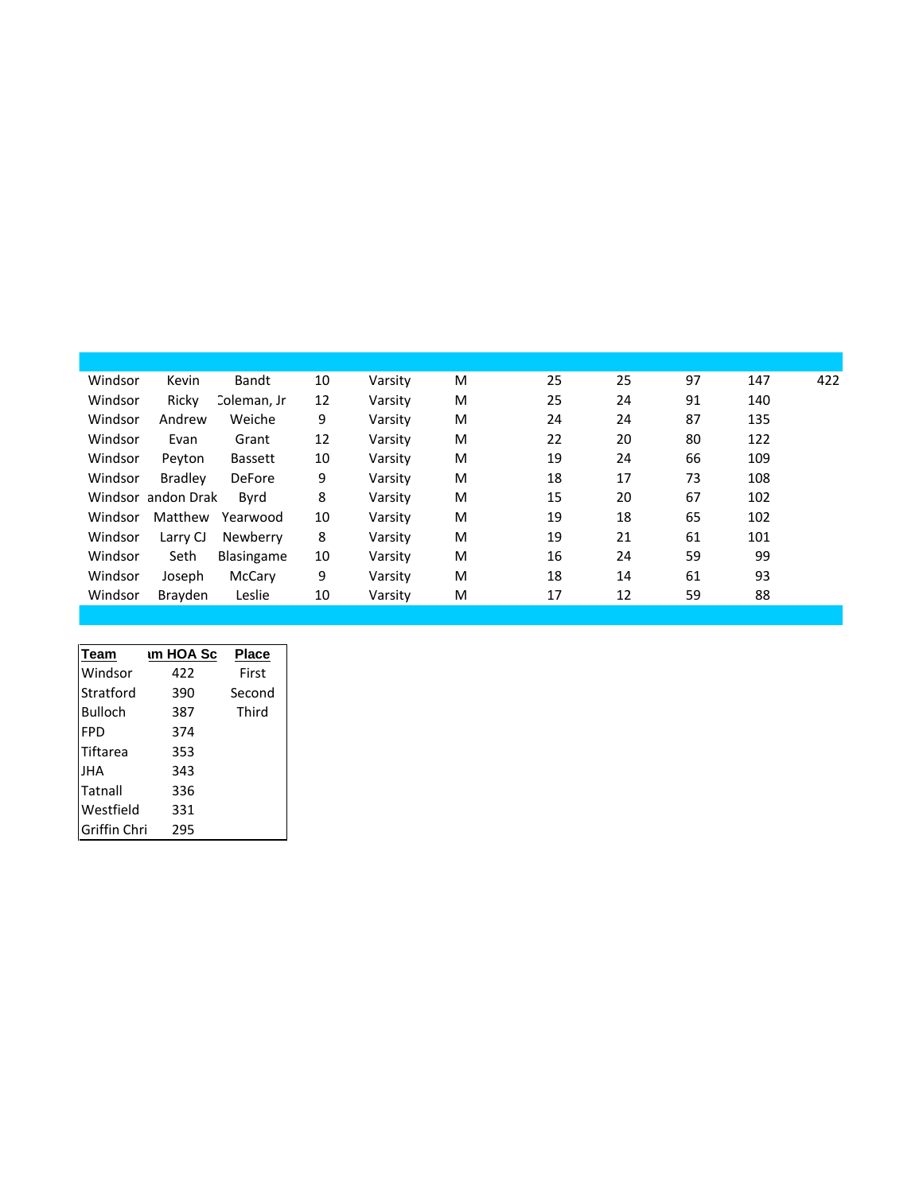| | | | | | | | | | | |
|---|---|---|---|---|---|---|---|---|---|---|
| Windsor | Kevin | Bandt | 10 | Varsity | M | 25 | 25 | 97 | 147 | 422 |
| Windsor | Ricky | Coleman, Jr | 12 | Varsity | M | 25 | 24 | 91 | 140 | |
| Windsor | Andrew | Weiche | 9 | Varsity | M | 24 | 24 | 87 | 135 | |
| Windsor | Evan | Grant | 12 | Varsity | M | 22 | 20 | 80 | 122 | |
| Windsor | Peyton | Bassett | 10 | Varsity | M | 19 | 24 | 66 | 109 | |
| Windsor | Bradley | DeFore | 9 | Varsity | M | 18 | 17 | 73 | 108 | |
| Windsor | andon Drak | Byrd | 8 | Varsity | M | 15 | 20 | 67 | 102 | |
| Windsor | Matthew | Yearwood | 10 | Varsity | M | 19 | 18 | 65 | 102 | |
| Windsor | Larry CJ | Newberry | 8 | Varsity | M | 19 | 21 | 61 | 101 | |
| Windsor | Seth | Blasingame | 10 | Varsity | M | 16 | 24 | 59 | 99 | |
| Windsor | Joseph | McCary | 9 | Varsity | M | 18 | 14 | 61 | 93 | |
| Windsor | Brayden | Leslie | 10 | Varsity | M | 17 | 12 | 59 | 88 | |

| Team | ım HOA Sc | Place |
|---|---|---|
| Windsor | 422 | First |
| Stratford | 390 | Second |
| Bulloch | 387 | Third |
| FPD | 374 | |
| Tiftarea | 353 | |
| JHA | 343 | |
| Tatnall | 336 | |
| Westfield | 331 | |
| Griffin Chri | 295 | |